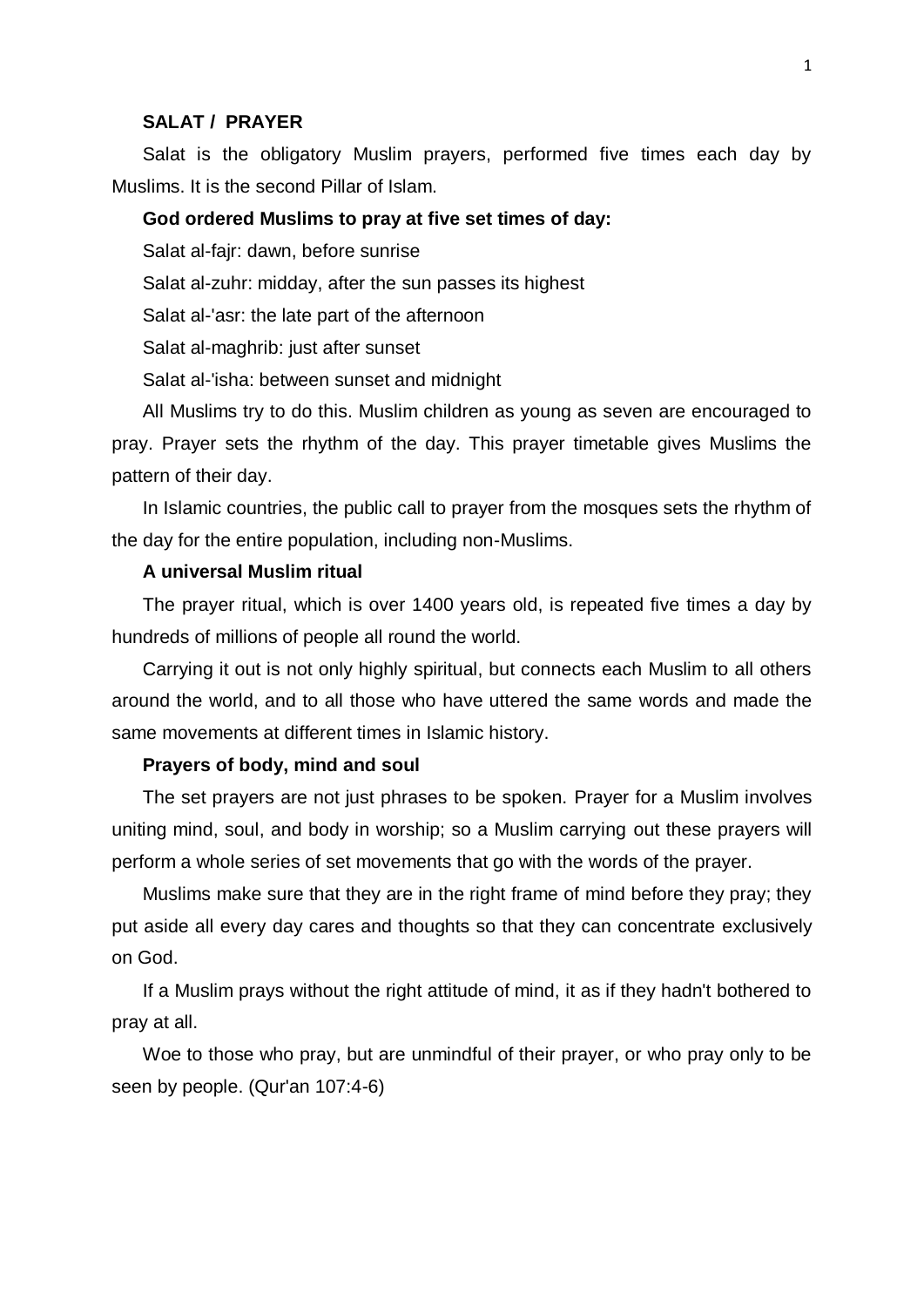## SALAT / PRAYER

Salat is the obligatory Muslim prayers, performed five times each day by Muslims. It is the second Pillar of Islam.

**God ordered Muslims to pray at five set times of day:**

Salat al-fajr: dawn, before sunrise

Salat al-zuhr: midday, after the sun passes its highest

Salat al-'asr: the late part of the afternoon

Salat al-maghrib: just after sunset

Salat al-'isha: between sunset and midnight

All Muslims try to do this. Muslim children as young as seven are encouraged to pray. Prayer sets the rhythm of the day. This prayer timetable gives Muslims the pattern of their day.

In Islamic countries, the public call to prayer from the mosques sets the rhythm of the day for the entire population, including non-Muslims.

**A universal Muslim ritual**

The prayer ritual, which is over 1400 years old, is repeated five times a day by hundreds of millions of people all round the world.

Carrying it out is not only highly spiritual, but connects each Muslim to all others around the world, and to all those who have uttered the same words and made the same movements at different times in Islamic history.

**Prayers of body, mind and soul**

The set prayers are not just phrases to be spoken. Prayer for a Muslim involves uniting mind, soul, and body in worship; so a Muslim carrying out these prayers will perform a whole series of set movements that go with the words of the prayer.

Muslims make sure that they are in the right frame of mind before they pray; they put aside all every day cares and thoughts so that they can concentrate exclusively on God.

If a Muslim prays without the right attitude of mind, it as if they hadn't bothered to pray at all.

Woe to those who pray, but are unmindful of their prayer, or who pray only to be seen by people. (Qur'an 107:4-6)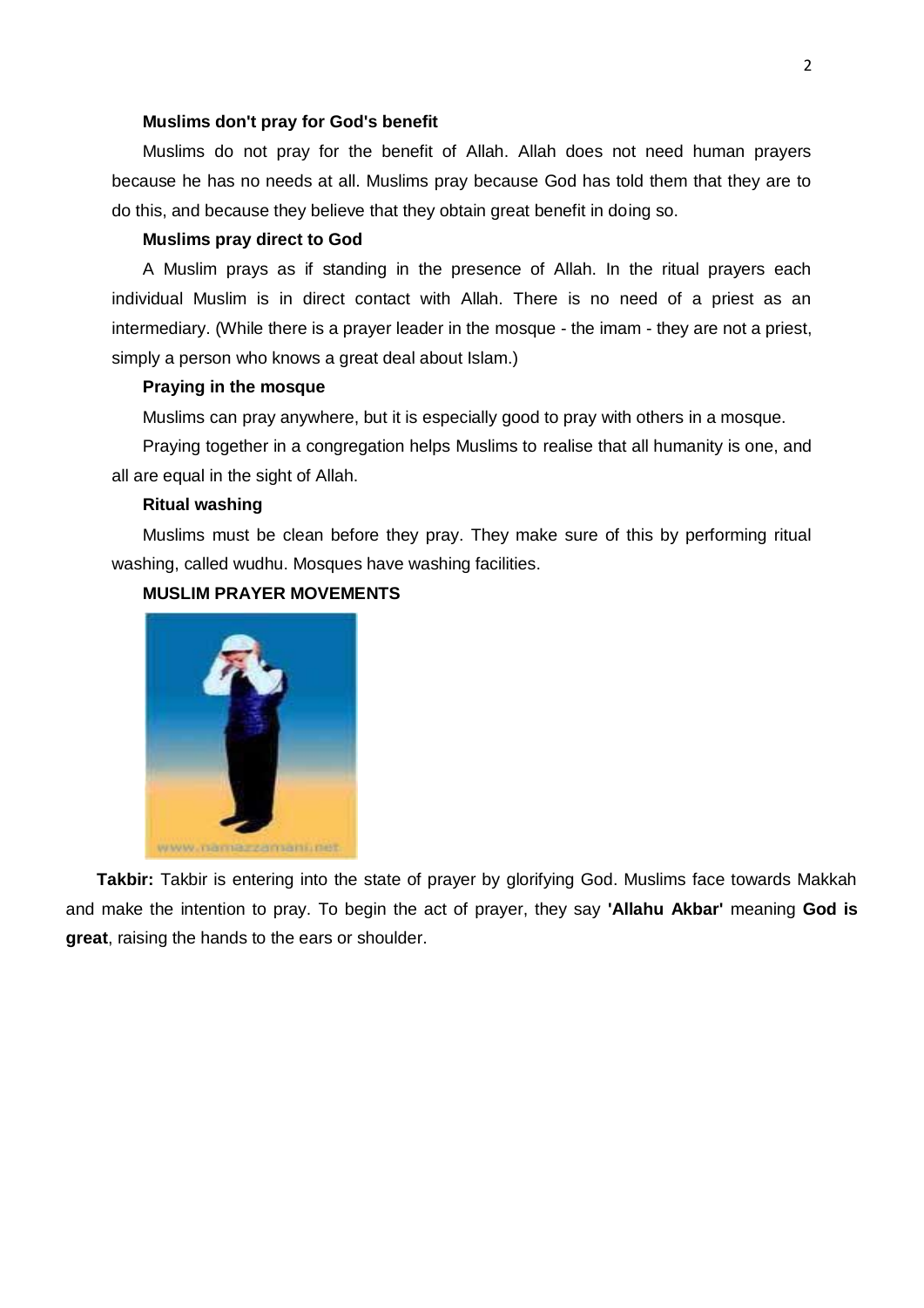**Muslims don't pray for God's benefit**

Muslims do not pray for the benefit of Allah. Allah does not need human prayers because he has no needs at all. Muslims pray because God has told them that they are to do this, and because they believe that they obtain great benefit in doing so.

**Muslims pray direct to God**

A Muslim prays as if standing in the presence of Allah. In the ritual prayers each individual Muslim is in direct contact with Allah. There is no need of a priest as an intermediary. (While there is a prayer leader in the mosque - the imam - they are not a priest, simply a person who knows a great deal about Islam.)

**Praying in the mosque**

Muslims can pray anywhere, but it is especially good to pray with others in a mosque.

Praying together in a congregation helps Muslims to realise that all humanity is one, and all are equal in the sight of Allah.

**Ritual washing**

Muslims must be clean before they pray. They make sure of this by performing ritual washing, called wudhu. Mosques have washing facilities.

**MUSLIM PRAYER MOVEMENTS**

**Takbir:** Takbir is entering into the state of prayer by glorifying God. Muslims face towards Makkah and make the intention to pray. To begin the act of prayer, they say **'Allahu Akbar'** meaning **God is great**, raising the hands to the ears or shoulder.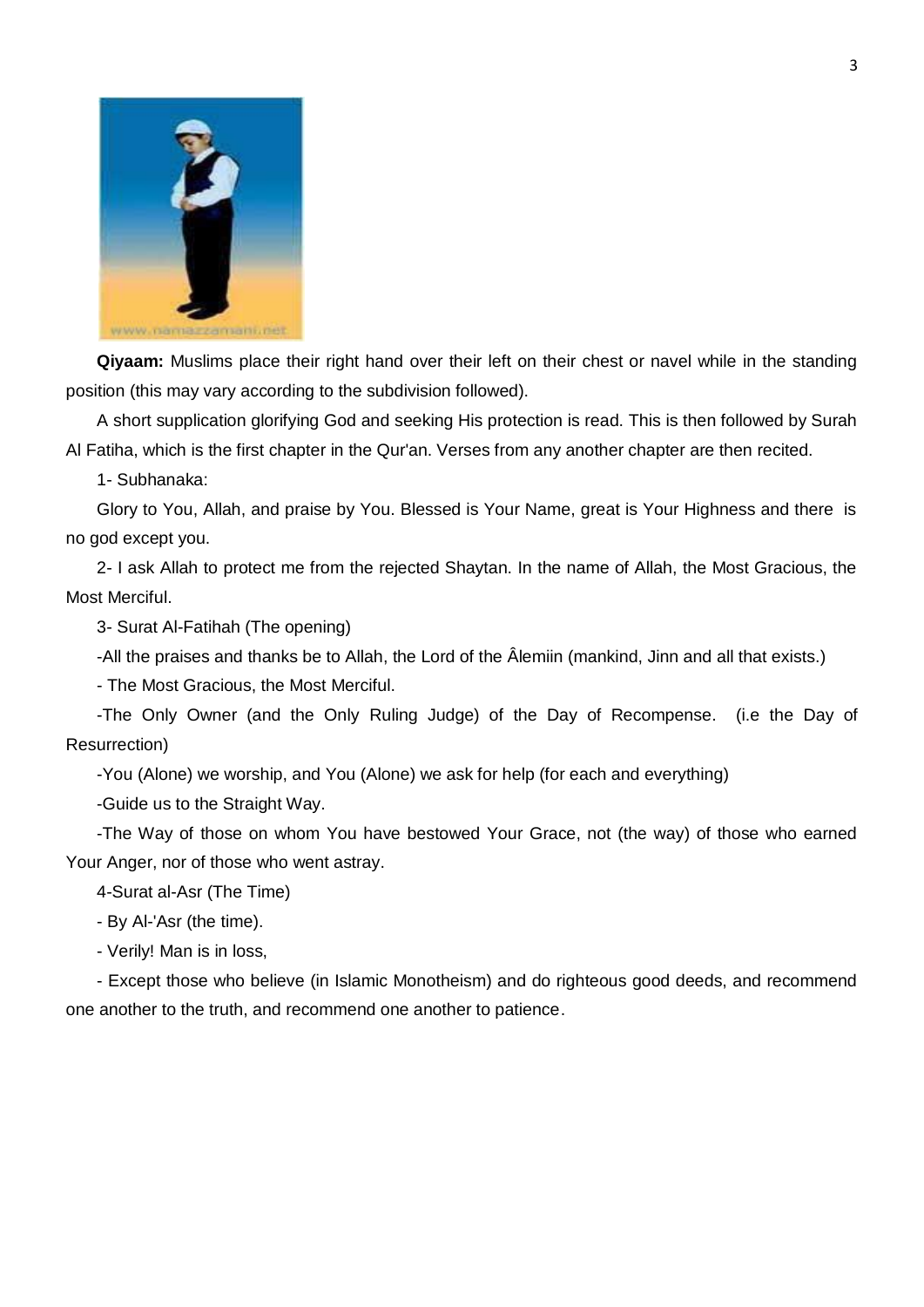**Qiyaam:** Muslims place their right hand over their left on their chest or navel while in the standing position (this may vary according to the subdivision followed).

A short supplication glorifying God and seeking His protection is read. This is then followed by Surah Al Fatiha, which is the first chapter in the Qur'an. Verses from any another chapter are then recited.

1- Subhanaka:

Glory to You, Allah, and praise by You. Blessed is Your Name, great is Your Highness and there is no god except you.

2- I ask Allah to protect me from the rejected Shaytan. In the name of Allah, the Most Gracious, the Most Merciful.

3- Surat Al-Fatihah (The opening)

-All the praises and thanks be to Allah, the Lord of the Âlemiin (mankind, Jinn and all that exists.)

- The Most Gracious, the Most Merciful.

-The Only Owner (and the Only Ruling Judge) of the Day of Recompense. (i.e the Day of Resurrection)

-You (Alone) we worship, and You (Alone) we ask for help (for each and everything)

-Guide us to the Straight Way.

-The Way of those on whom You have bestowed Your Grace, not (the way) of those who earned Your Anger, nor of those who went astray.

4-Surat al-Asr (The Time)

- By Al-'Asr (the time).

- Verily! Man is in loss,

- Except those who believe (in Islamic Monotheism) and do righteous good deeds, and recommend one another to the truth, and recommend one another to patience.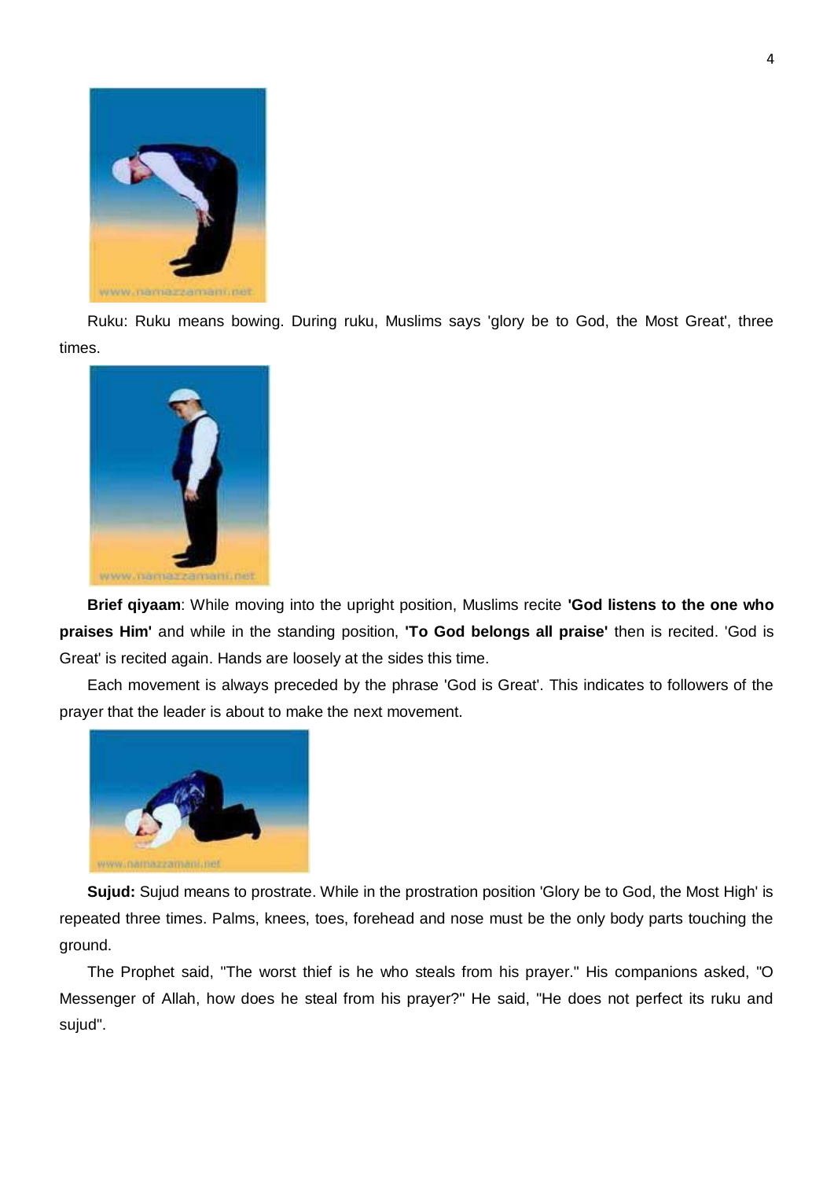Ruku: Ruku means bowing. During ruku, Muslims says 'glory be to God, the Most Great', three times.

**Brief qiyaam**: While moving into the upright position, Muslims recite **'God listens to the one who praises Him'** and while in the standing position, **'To God belongs all praise'** then is recited. 'God is Great' is recited again. Hands are loosely at the sides this time.

Each movement is always preceded by the phrase 'God is Great'. This indicates to followers of the prayer that the leader is about to make the next movement.

**Sujud:** Sujud means to prostrate. While in the prostration position 'Glory be to God, the Most High' is repeated three times. Palms, knees, toes, forehead and nose must be the only body parts touching the ground.

The Prophet said, "The worst thief is he who steals from his prayer." His companions asked, "O Messenger of Allah, how does he steal from his prayer?" He said, "He does not perfect its ruku and sujud".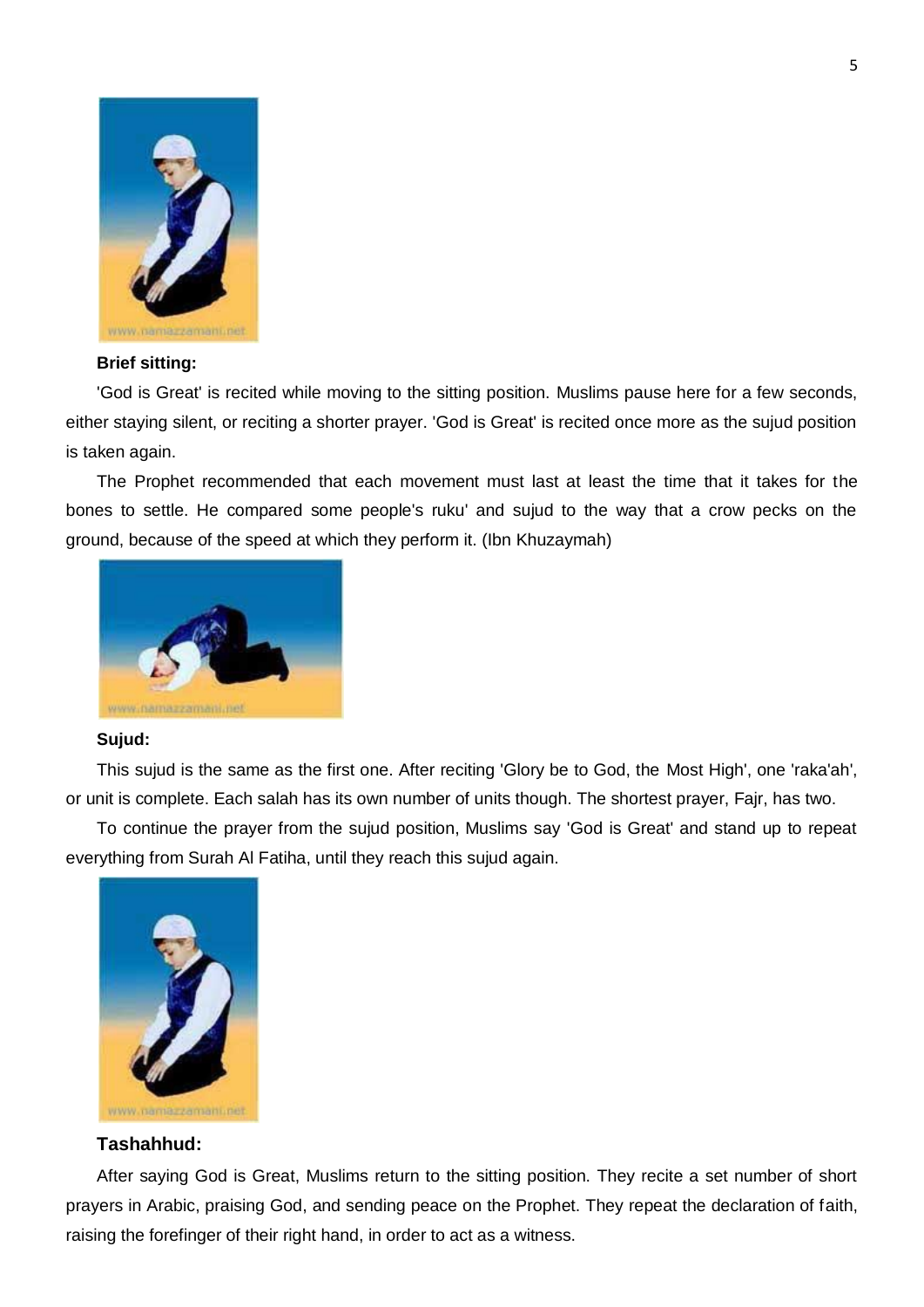**Brief sitting:**

'God is Great' is recited while moving to the sitting position. Muslims pause here for a few seconds, either staying silent, or reciting a shorter prayer. 'God is Great' is recited once more as the sujud position is taken again.

The Prophet recommended that each movement must last at least the time that it takes for the bones to settle. He compared some people's ruku' and sujud to the way that a crow pecks on the ground, because of the speed at which they perform it. (Ibn Khuzaymah)

**Sujud:**

This sujud is the same as the first one. After reciting 'Glory be to God, the Most High', one 'raka'ah', or unit is complete. Each salah has its own number of units though. The shortest prayer, Fajr, has two.

To continue the prayer from the sujud position, Muslims say 'God is Great' and stand up to repeat everything from Surah Al Fatiha, until they reach this sujud again.

**Tashahhud:**

After saying God is Great, Muslims return to the sitting position. They recite a set number of short prayers in Arabic, praising God, and sending peace on the Prophet. They repeat the declaration of faith, raising the forefinger of their right hand, in order to act as a witness.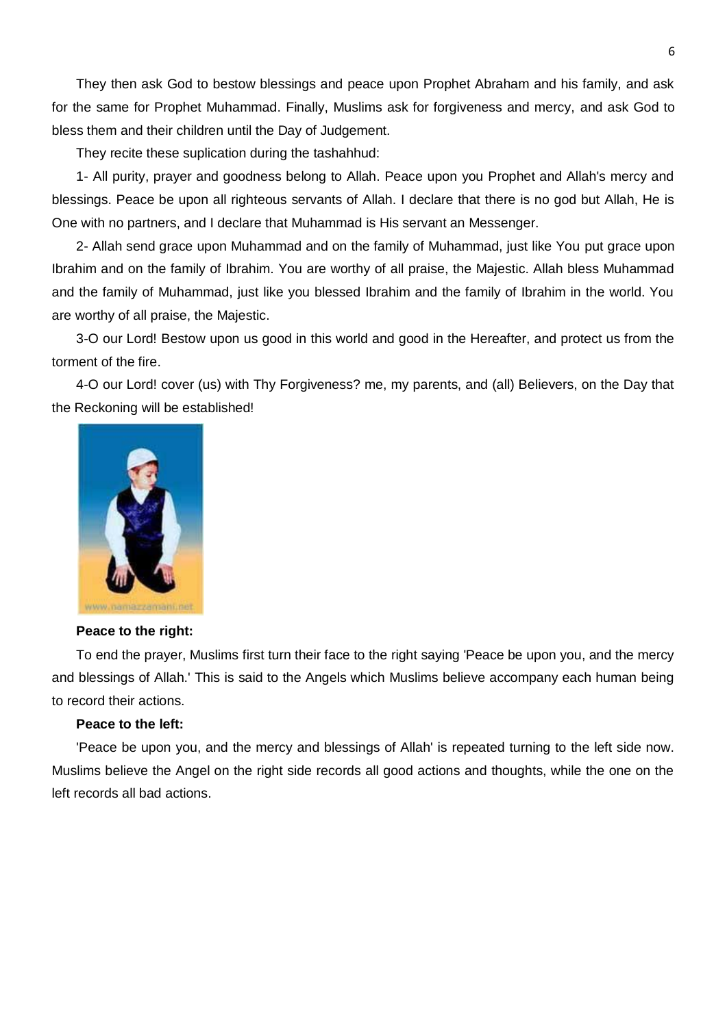They then ask God to bestow blessings and peace upon Prophet Abraham and his family, and ask for the same for Prophet Muhammad. Finally, Muslims ask for forgiveness and mercy, and ask God to bless them and their children until the Day of Judgement.

They recite these suplication during the tashahhud:

1- All purity, prayer and goodness belong to Allah. Peace upon you Prophet and Allah's mercy and blessings. Peace be upon all righteous servants of Allah. I declare that there is no god but Allah, He is One with no partners, and I declare that Muhammad is His servant an Messenger.

2- Allah send grace upon Muhammad and on the family of Muhammad, just like You put grace upon Ibrahim and on the family of Ibrahim. You are worthy of all praise, the Majestic. Allah bless Muhammad and the family of Muhammad, just like you blessed Ibrahim and the family of Ibrahim in the world. You are worthy of all praise, the Majestic.

3-O our Lord! Bestow upon us good in this world and good in the Hereafter, and protect us from the torment of the fire.

4-O our Lord! cover (us) with Thy Forgiveness? me, my parents, and (all) Believers, on the Day that the Reckoning will be established!

**Peace to the right:**

To end the prayer, Muslims first turn their face to the right saying 'Peace be upon you, and the mercy and blessings of Allah.' This is said to the Angels which Muslims believe accompany each human being to record their actions.

**Peace to the left:**

'Peace be upon you, and the mercy and blessings of Allah' is repeated turning to the left side now. Muslims believe the Angel on the right side records all good actions and thoughts, while the one on the left records all bad actions.